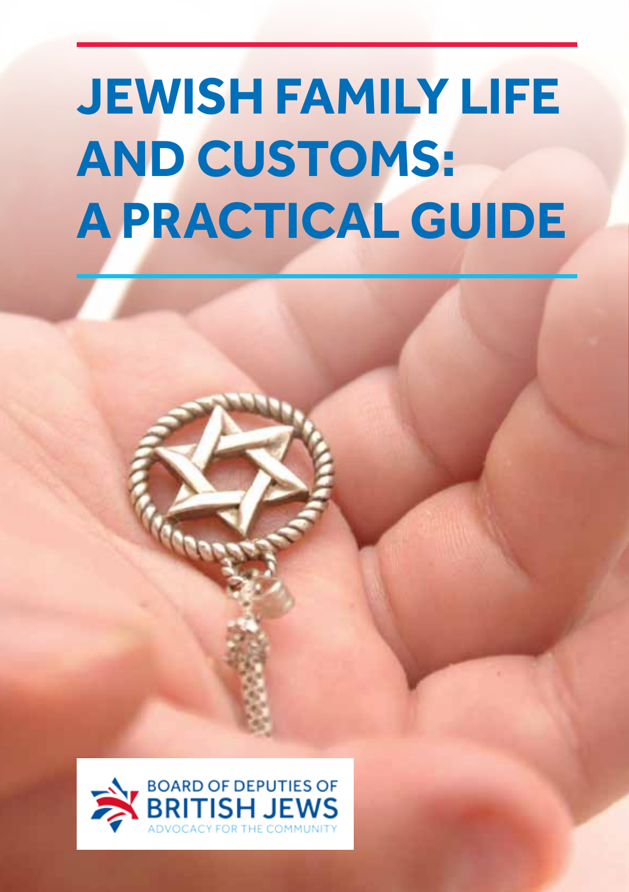# JEWISH FAMILY LIFE AND CUSTOMS: A PRACTICAL GUIDE

BOARD OF DEPUTIES OF BRITISH JEWS

ADVOCACY FOR THE COMMUNITY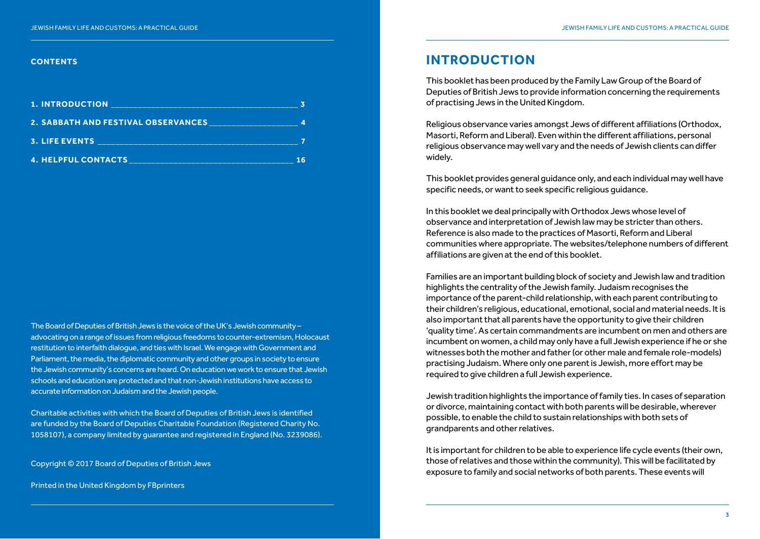## CONTENTS

| | |
|---|---|
| **1. INTRODUCTION** | **3** |
| **2. SABBATH AND FESTIVAL OBSERVANCES** | **4** |
| **3. LIFE EVENTS** | **7** |
| **4. HELPFUL CONTACTS** | **16** |

The Board of Deputies of British Jews is the voice of the UK's Jewish community – advocating on a range of issues from religious freedoms to counter-extremism, Holocaust restitution to interfaith dialogue, and ties with Israel. We engage with Government and Parliament, the media, the diplomatic community and other groups in society to ensure the Jewish community's concerns are heard. On education we work to ensure that Jewish schools and education are protected and that non-Jewish institutions have access to accurate information on Judaism and the Jewish people.

Charitable activities with which the Board of Deputies of British Jews is identified are funded by the Board of Deputies Charitable Foundation (Registered Charity No. 1058107), a company limited by guarantee and registered in England (No. 3239086).

Copyright © 2017 Board of Deputies of British Jews

Printed in the United Kingdom by FBprinters

# INTRODUCTION

This booklet has been produced by the Family Law Group of the Board of Deputies of British Jews to provide information concerning the requirements of practising Jews in the United Kingdom.

Religious observance varies amongst Jews of different affiliations (Orthodox, Masorti, Reform and Liberal). Even within the different affiliations, personal religious observance may well vary and the needs of Jewish clients can differ widely.

This booklet provides general guidance only, and each individual may well have specific needs, or want to seek specific religious guidance.

In this booklet we deal principally with Orthodox Jews whose level of observance and interpretation of Jewish law may be stricter than others. Reference is also made to the practices of Masorti, Reform and Liberal communities where appropriate. The websites/telephone numbers of different affiliations are given at the end of this booklet.

Families are an important building block of society and Jewish law and tradition highlights the centrality of the Jewish family. Judaism recognises the importance of the parent-child relationship, with each parent contributing to their children's religious, educational, emotional, social and material needs. It is also important that all parents have the opportunity to give their children 'quality time'. As certain commandments are incumbent on men and others are incumbent on women, a child may only have a full Jewish experience if he or she witnesses both the mother and father (or other male and female role-models) practising Judaism. Where only one parent is Jewish, more effort may be required to give children a full Jewish experience.

Jewish tradition highlights the importance of family ties. In cases of separation or divorce, maintaining contact with both parents will be desirable, wherever possible, to enable the child to sustain relationships with both sets of grandparents and other relatives.

It is important for children to be able to experience life cycle events (their own, those of relatives and those within the community). This will be facilitated by exposure to family and social networks of both parents. These events will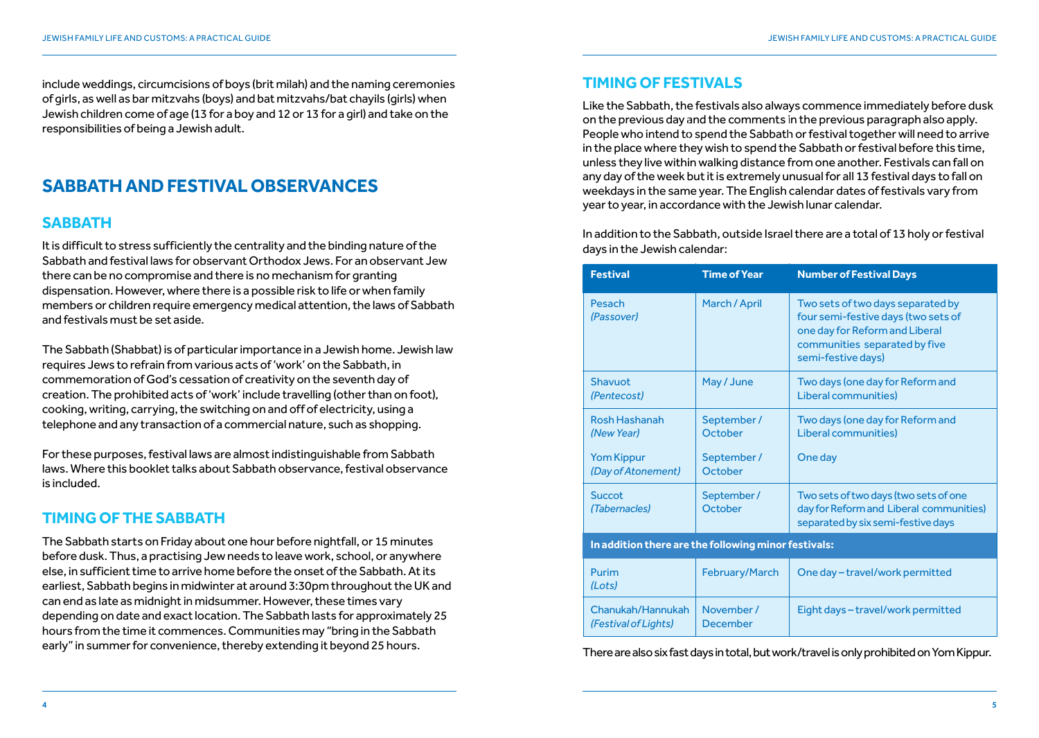include weddings, circumcisions of boys (brit milah) and the naming ceremonies of girls, as well as bar mitzvahs (boys) and bat mitzvahs/bat chayils (girls) when Jewish children come of age (13 for a boy and 12 or 13 for a girl) and take on the responsibilities of being a Jewish adult.

## SABBATH AND FESTIVAL OBSERVANCES

### SABBATH

It is difficult to stress sufficiently the centrality and the binding nature of the Sabbath and festival laws for observant Orthodox Jews. For an observant Jew there can be no compromise and there is no mechanism for granting dispensation. However, where there is a possible risk to life or when family members or children require emergency medical attention, the laws of Sabbath and festivals must be set aside.

The Sabbath (Shabbat) is of particular importance in a Jewish home. Jewish law requires Jews to refrain from various acts of 'work' on the Sabbath, in commemoration of God's cessation of creativity on the seventh day of creation. The prohibited acts of 'work' include travelling (other than on foot), cooking, writing, carrying, the switching on and off of electricity, using a telephone and any transaction of a commercial nature, such as shopping.

For these purposes, festival laws are almost indistinguishable from Sabbath laws. Where this booklet talks about Sabbath observance, festival observance is included.

### TIMING OF THE SABBATH

The Sabbath starts on Friday about one hour before nightfall, or 15 minutes before dusk. Thus, a practising Jew needs to leave work, school, or anywhere else, in sufficient time to arrive home before the onset of the Sabbath. At its earliest, Sabbath begins in midwinter at around 3:30pm throughout the UK and can end as late as midnight in midsummer. However, these times vary depending on date and exact location. The Sabbath lasts for approximately 25 hours from the time it commences. Communities may "bring in the Sabbath early" in summer for convenience, thereby extending it beyond 25 hours.

### TIMING OF FESTIVALS

Like the Sabbath, the festivals also always commence immediately before dusk on the previous day and the comments in the previous paragraph also apply. People who intend to spend the Sabbath or festival together will need to arrive in the place where they wish to spend the Sabbath or festival before this time, unless they live within walking distance from one another. Festivals can fall on any day of the week but it is extremely unusual for all 13 festival days to fall on weekdays in the same year. The English calendar dates of festivals vary from year to year, in accordance with the Jewish lunar calendar.

In addition to the Sabbath, outside Israel there are a total of 13 holy or festival days in the Jewish calendar:

| Festival | Time of Year | Number of Festival Days |
|---|---|---|
| Pesach *(Passover)* | March / April | Two sets of two days separated by four semi-festive days (two sets of one day for Reform and Liberal communities separated by five semi-festive days) |
| Shavuot *(Pentecost)* | May / June | Two days (one day for Reform and Liberal communities) |
| Rosh Hashanah *(New Year)* | September / October | Two days (one day for Reform and Liberal communities) |
| Yom Kippur *(Day of Atonement)* | September / October | One day |
| Succot *(Tabernacles)* | September / October | Two sets of two days (two sets of one day for Reform and Liberal communities) separated by six semi-festive days |
| **In addition there are the following minor festivals:** | | |
| Purim *(Lots)* | February/March | One day – travel/work permitted |
| Chanukah/Hannukah *(Festival of Lights)* | November / December | Eight days – travel/work permitted |

There are also six fast days in total, but work/travel is only prohibited on Yom Kippur.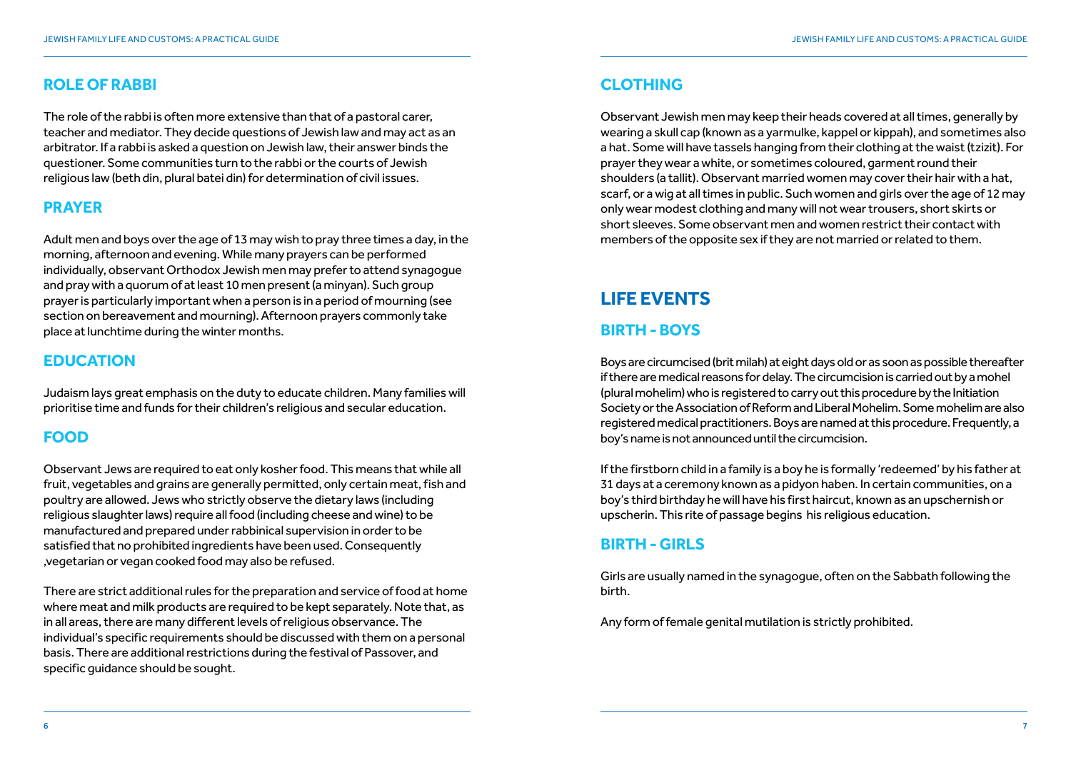## ROLE OF RABBI

The role of the rabbi is often more extensive than that of a pastoral carer, teacher and mediator. They decide questions of Jewish law and may act as an arbitrator. If a rabbi is asked a question on Jewish law, their answer binds the questioner. Some communities turn to the rabbi or the courts of Jewish religious law (beth din, plural batei din) for determination of civil issues.

## PRAYER

Adult men and boys over the age of 13 may wish to pray three times a day, in the morning, afternoon and evening. While many prayers can be performed individually, observant Orthodox Jewish men may prefer to attend synagogue and pray with a quorum of at least 10 men present (a minyan). Such group prayer is particularly important when a person is in a period of mourning (see section on bereavement and mourning). Afternoon prayers commonly take place at lunchtime during the winter months.

## EDUCATION

Judaism lays great emphasis on the duty to educate children. Many families will prioritise time and funds for their children's religious and secular education.

## FOOD

Observant Jews are required to eat only kosher food. This means that while all fruit, vegetables and grains are generally permitted, only certain meat, fish and poultry are allowed. Jews who strictly observe the dietary laws (including religious slaughter laws) require all food (including cheese and wine) to be manufactured and prepared under rabbinical supervision in order to be satisfied that no prohibited ingredients have been used. Consequently ,vegetarian or vegan cooked food may also be refused.

There are strict additional rules for the preparation and service of food at home where meat and milk products are required to be kept separately. Note that, as in all areas, there are many different levels of religious observance. The individual's specific requirements should be discussed with them on a personal basis. There are additional restrictions during the festival of Passover, and specific guidance should be sought.

## CLOTHING

Observant Jewish men may keep their heads covered at all times, generally by wearing a skull cap (known as a yarmulke, kappel or kippah), and sometimes also a hat. Some will have tassels hanging from their clothing at the waist (tzizit). For prayer they wear a white, or sometimes coloured, garment round their shoulders (a tallit). Observant married women may cover their hair with a hat, scarf, or a wig at all times in public. Such women and girls over the age of 12 may only wear modest clothing and many will not wear trousers, short skirts or short sleeves. Some observant men and women restrict their contact with members of the opposite sex if they are not married or related to them.

# LIFE EVENTS

## BIRTH - BOYS

Boys are circumcised (brit milah) at eight days old or as soon as possible thereafter if there are medical reasons for delay. The circumcision is carried out by a mohel (plural mohelim) who is registered to carry out this procedure by the Initiation Society or the Association of Reform and Liberal Mohelim. Some mohelim are also registered medical practitioners. Boys are named at this procedure. Frequently, a boy's name is not announced until the circumcision.

If the firstborn child in a family is a boy he is formally 'redeemed' by his father at 31 days at a ceremony known as a pidyon haben. In certain communities, on a boy's third birthday he will have his first haircut, known as an upschernish or upscherin. This rite of passage begins his religious education.

## BIRTH - GIRLS

Girls are usually named in the synagogue, often on the Sabbath following the birth.

Any form of female genital mutilation is strictly prohibited.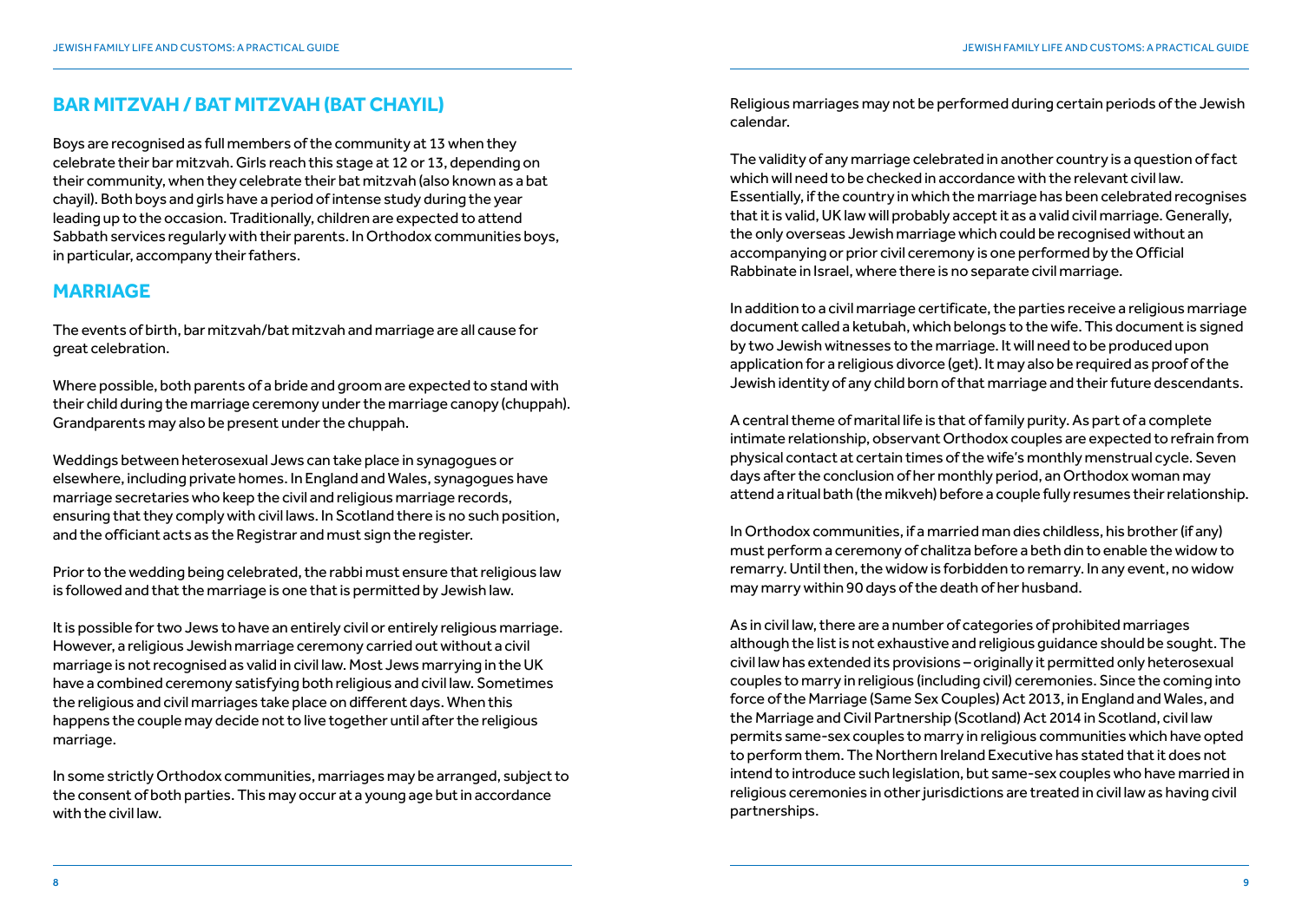## BAR MITZVAH / BAT MITZVAH (BAT CHAYIL)

Boys are recognised as full members of the community at 13 when they celebrate their bar mitzvah. Girls reach this stage at 12 or 13, depending on their community, when they celebrate their bat mitzvah (also known as a bat chayil). Both boys and girls have a period of intense study during the year leading up to the occasion. Traditionally, children are expected to attend Sabbath services regularly with their parents. In Orthodox communities boys, in particular, accompany their fathers.

## MARRIAGE

The events of birth, bar mitzvah/bat mitzvah and marriage are all cause for great celebration.

Where possible, both parents of a bride and groom are expected to stand with their child during the marriage ceremony under the marriage canopy (chuppah). Grandparents may also be present under the chuppah.

Weddings between heterosexual Jews can take place in synagogues or elsewhere, including private homes. In England and Wales, synagogues have marriage secretaries who keep the civil and religious marriage records, ensuring that they comply with civil laws. In Scotland there is no such position, and the officiant acts as the Registrar and must sign the register.

Prior to the wedding being celebrated, the rabbi must ensure that religious law is followed and that the marriage is one that is permitted by Jewish law.

It is possible for two Jews to have an entirely civil or entirely religious marriage. However, a religious Jewish marriage ceremony carried out without a civil marriage is not recognised as valid in civil law. Most Jews marrying in the UK have a combined ceremony satisfying both religious and civil law. Sometimes the religious and civil marriages take place on different days. When this happens the couple may decide not to live together until after the religious marriage.

In some strictly Orthodox communities, marriages may be arranged, subject to the consent of both parties. This may occur at a young age but in accordance with the civil law.

Religious marriages may not be performed during certain periods of the Jewish calendar.

The validity of any marriage celebrated in another country is a question of fact which will need to be checked in accordance with the relevant civil law. Essentially, if the country in which the marriage has been celebrated recognises that it is valid, UK law will probably accept it as a valid civil marriage. Generally, the only overseas Jewish marriage which could be recognised without an accompanying or prior civil ceremony is one performed by the Official Rabbinate in Israel, where there is no separate civil marriage.

In addition to a civil marriage certificate, the parties receive a religious marriage document called a ketubah, which belongs to the wife. This document is signed by two Jewish witnesses to the marriage. It will need to be produced upon application for a religious divorce (get). It may also be required as proof of the Jewish identity of any child born of that marriage and their future descendants.

A central theme of marital life is that of family purity. As part of a complete intimate relationship, observant Orthodox couples are expected to refrain from physical contact at certain times of the wife's monthly menstrual cycle. Seven days after the conclusion of her monthly period, an Orthodox woman may attend a ritual bath (the mikveh) before a couple fully resumes their relationship.

In Orthodox communities, if a married man dies childless, his brother (if any) must perform a ceremony of chalitza before a beth din to enable the widow to remarry. Until then, the widow is forbidden to remarry. In any event, no widow may marry within 90 days of the death of her husband.

As in civil law, there are a number of categories of prohibited marriages although the list is not exhaustive and religious guidance should be sought. The civil law has extended its provisions – originally it permitted only heterosexual couples to marry in religious (including civil) ceremonies. Since the coming into force of the Marriage (Same Sex Couples) Act 2013, in England and Wales, and the Marriage and Civil Partnership (Scotland) Act 2014 in Scotland, civil law permits same-sex couples to marry in religious communities which have opted to perform them. The Northern Ireland Executive has stated that it does not intend to introduce such legislation, but same-sex couples who have married in religious ceremonies in other jurisdictions are treated in civil law as having civil partnerships.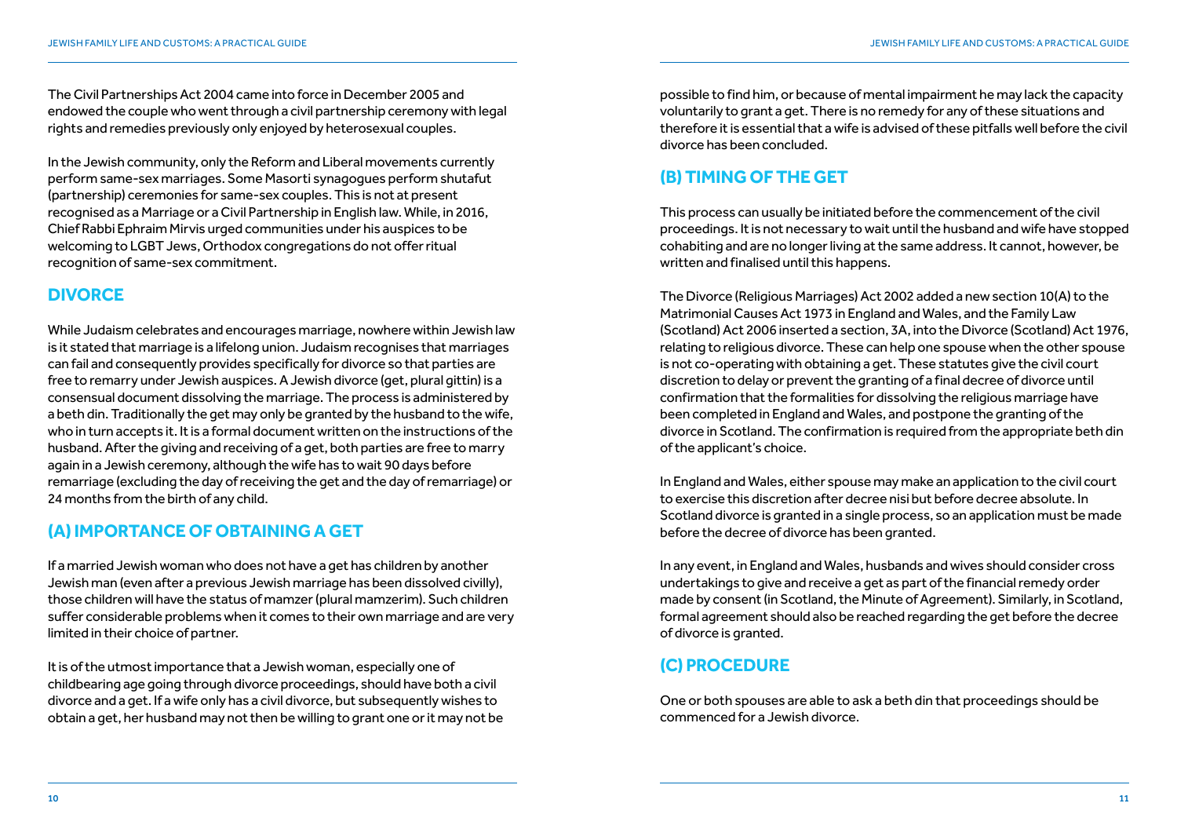The Civil Partnerships Act 2004 came into force in December 2005 and endowed the couple who went through a civil partnership ceremony with legal rights and remedies previously only enjoyed by heterosexual couples.

In the Jewish community, only the Reform and Liberal movements currently perform same-sex marriages. Some Masorti synagogues perform shutafut (partnership) ceremonies for same-sex couples. This is not at present recognised as a Marriage or a Civil Partnership in English law. While, in 2016, Chief Rabbi Ephraim Mirvis urged communities under his auspices to be welcoming to LGBT Jews, Orthodox congregations do not offer ritual recognition of same-sex commitment.

## DIVORCE

While Judaism celebrates and encourages marriage, nowhere within Jewish law is it stated that marriage is a lifelong union. Judaism recognises that marriages can fail and consequently provides specifically for divorce so that parties are free to remarry under Jewish auspices. A Jewish divorce (get, plural gittin) is a consensual document dissolving the marriage. The process is administered by a beth din. Traditionally the get may only be granted by the husband to the wife, who in turn accepts it. It is a formal document written on the instructions of the husband. After the giving and receiving of a get, both parties are free to marry again in a Jewish ceremony, although the wife has to wait 90 days before remarriage (excluding the day of receiving the get and the day of remarriage) or 24 months from the birth of any child.

### (A) IMPORTANCE OF OBTAINING A GET

If a married Jewish woman who does not have a get has children by another Jewish man (even after a previous Jewish marriage has been dissolved civilly), those children will have the status of mamzer (plural mamzerim). Such children suffer considerable problems when it comes to their own marriage and are very limited in their choice of partner.

It is of the utmost importance that a Jewish woman, especially one of childbearing age going through divorce proceedings, should have both a civil divorce and a get. If a wife only has a civil divorce, but subsequently wishes to obtain a get, her husband may not then be willing to grant one or it may not be possible to find him, or because of mental impairment he may lack the capacity voluntarily to grant a get. There is no remedy for any of these situations and therefore it is essential that a wife is advised of these pitfalls well before the civil divorce has been concluded.

### (B) TIMING OF THE GET

This process can usually be initiated before the commencement of the civil proceedings. It is not necessary to wait until the husband and wife have stopped cohabiting and are no longer living at the same address. It cannot, however, be written and finalised until this happens.

The Divorce (Religious Marriages) Act 2002 added a new section 10(A) to the Matrimonial Causes Act 1973 in England and Wales, and the Family Law (Scotland) Act 2006 inserted a section, 3A, into the Divorce (Scotland) Act 1976, relating to religious divorce. These can help one spouse when the other spouse is not co-operating with obtaining a get. These statutes give the civil court discretion to delay or prevent the granting of a final decree of divorce until confirmation that the formalities for dissolving the religious marriage have been completed in England and Wales, and postpone the granting of the divorce in Scotland. The confirmation is required from the appropriate beth din of the applicant's choice.

In England and Wales, either spouse may make an application to the civil court to exercise this discretion after decree nisi but before decree absolute. In Scotland divorce is granted in a single process, so an application must be made before the decree of divorce has been granted.

In any event, in England and Wales, husbands and wives should consider cross undertakings to give and receive a get as part of the financial remedy order made by consent (in Scotland, the Minute of Agreement). Similarly, in Scotland, formal agreement should also be reached regarding the get before the decree of divorce is granted.

### (C) PROCEDURE

One or both spouses are able to ask a beth din that proceedings should be commenced for a Jewish divorce.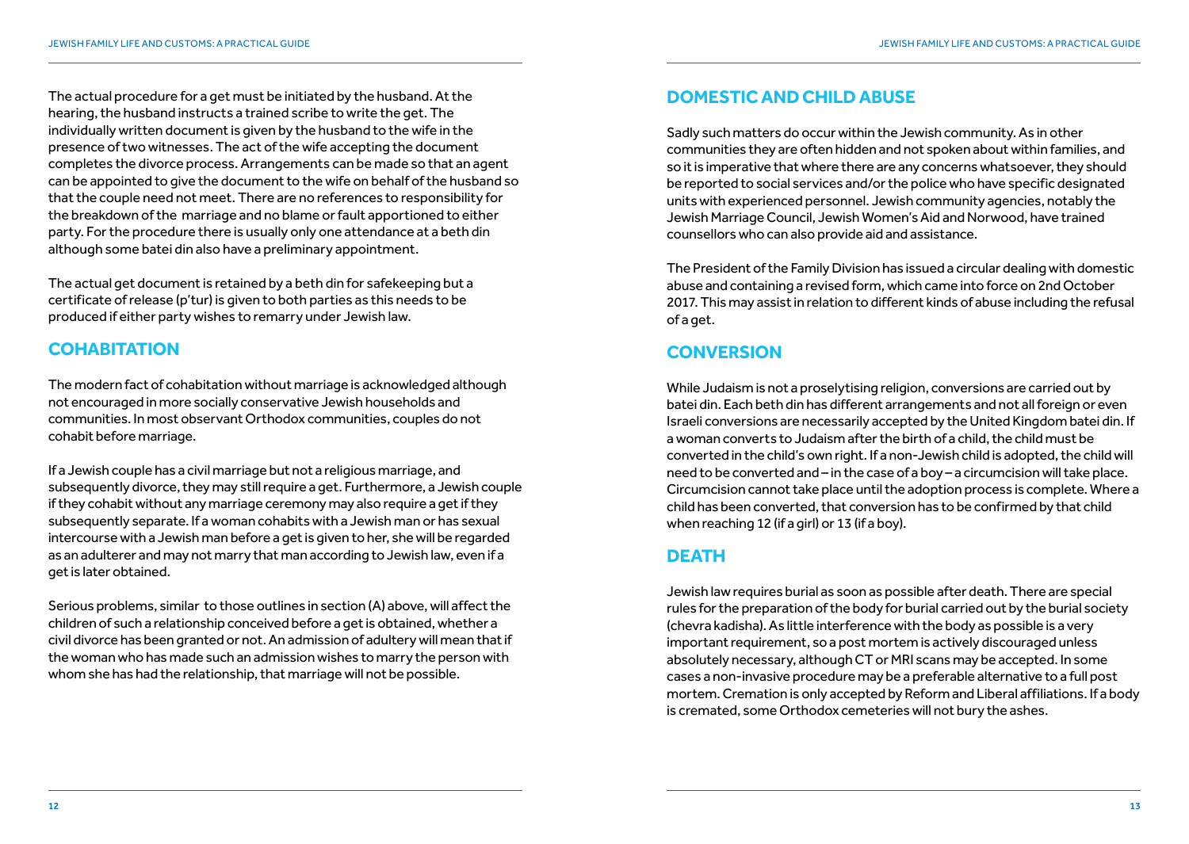The actual procedure for a get must be initiated by the husband. At the hearing, the husband instructs a trained scribe to write the get. The individually written document is given by the husband to the wife in the presence of two witnesses. The act of the wife accepting the document completes the divorce process. Arrangements can be made so that an agent can be appointed to give the document to the wife on behalf of the husband so that the couple need not meet. There are no references to responsibility for the breakdown of the marriage and no blame or fault apportioned to either party. For the procedure there is usually only one attendance at a beth din although some batei din also have a preliminary appointment.

The actual get document is retained by a beth din for safekeeping but a certificate of release (p'tur) is given to both parties as this needs to be produced if either party wishes to remarry under Jewish law.

## COHABITATION

The modern fact of cohabitation without marriage is acknowledged although not encouraged in more socially conservative Jewish households and communities. In most observant Orthodox communities, couples do not cohabit before marriage.

If a Jewish couple has a civil marriage but not a religious marriage, and subsequently divorce, they may still require a get. Furthermore, a Jewish couple if they cohabit without any marriage ceremony may also require a get if they subsequently separate. If a woman cohabits with a Jewish man or has sexual intercourse with a Jewish man before a get is given to her, she will be regarded as an adulterer and may not marry that man according to Jewish law, even if a get is later obtained.

Serious problems, similar to those outlines in section (A) above, will affect the children of such a relationship conceived before a get is obtained, whether a civil divorce has been granted or not. An admission of adultery will mean that if the woman who has made such an admission wishes to marry the person with whom she has had the relationship, that marriage will not be possible.

## DOMESTIC AND CHILD ABUSE

Sadly such matters do occur within the Jewish community. As in other communities they are often hidden and not spoken about within families, and so it is imperative that where there are any concerns whatsoever, they should be reported to social services and/or the police who have specific designated units with experienced personnel. Jewish community agencies, notably the Jewish Marriage Council, Jewish Women's Aid and Norwood, have trained counsellors who can also provide aid and assistance.

The President of the Family Division has issued a circular dealing with domestic abuse and containing a revised form, which came into force on 2nd October 2017. This may assist in relation to different kinds of abuse including the refusal of a get.

## CONVERSION

While Judaism is not a proselytising religion, conversions are carried out by batei din. Each beth din has different arrangements and not all foreign or even Israeli conversions are necessarily accepted by the United Kingdom batei din. If a woman converts to Judaism after the birth of a child, the child must be converted in the child's own right. If a non-Jewish child is adopted, the child will need to be converted and – in the case of a boy – a circumcision will take place. Circumcision cannot take place until the adoption process is complete. Where a child has been converted, that conversion has to be confirmed by that child when reaching 12 (if a girl) or 13 (if a boy).

## DEATH

Jewish law requires burial as soon as possible after death. There are special rules for the preparation of the body for burial carried out by the burial society (chevra kadisha). As little interference with the body as possible is a very important requirement, so a post mortem is actively discouraged unless absolutely necessary, although CT or MRI scans may be accepted. In some cases a non-invasive procedure may be a preferable alternative to a full post mortem. Cremation is only accepted by Reform and Liberal affiliations. If a body is cremated, some Orthodox cemeteries will not bury the ashes.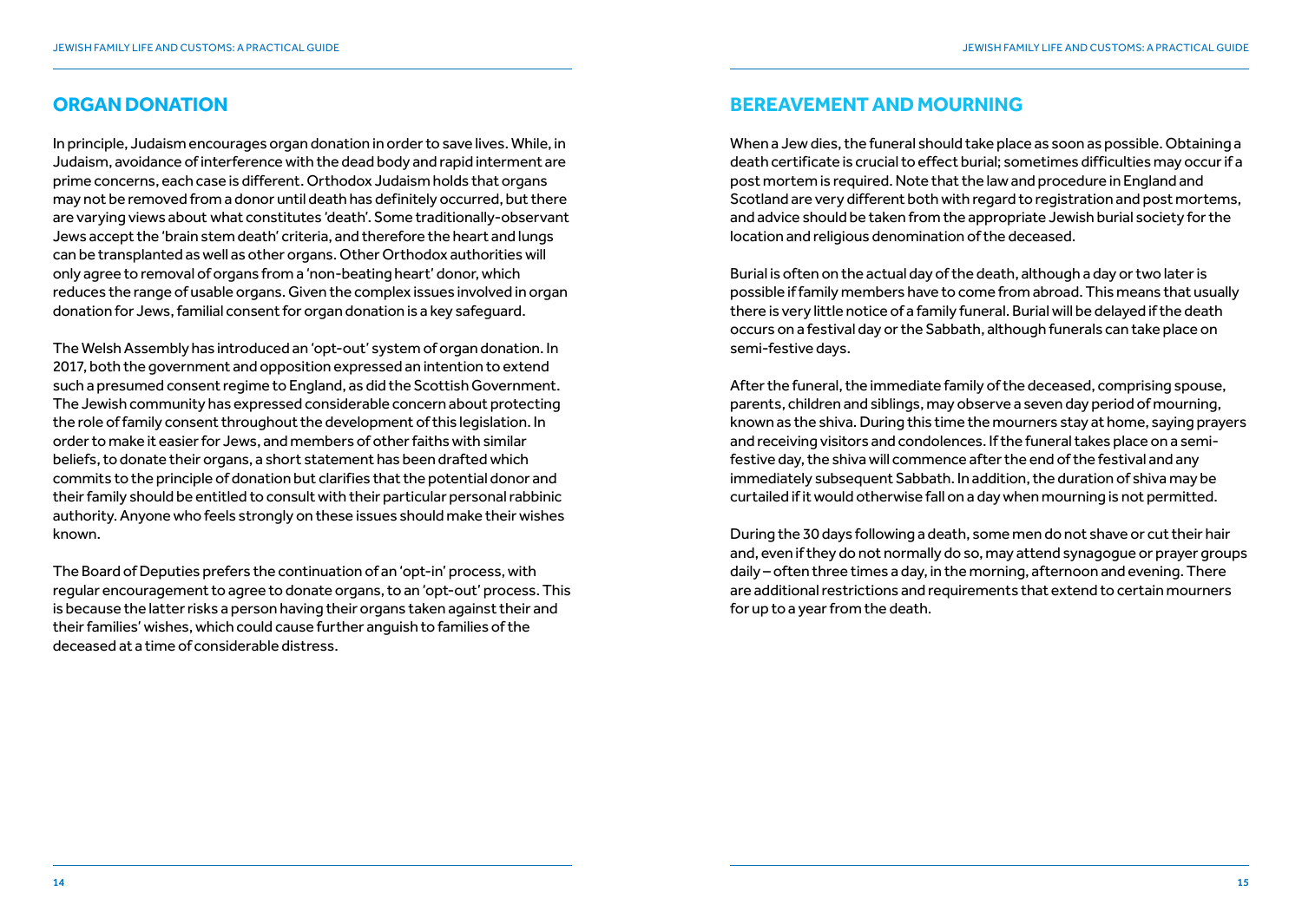## ORGAN DONATION

In principle, Judaism encourages organ donation in order to save lives. While, in Judaism, avoidance of interference with the dead body and rapid interment are prime concerns, each case is different. Orthodox Judaism holds that organs may not be removed from a donor until death has definitely occurred, but there are varying views about what constitutes 'death'. Some traditionally-observant Jews accept the 'brain stem death' criteria, and therefore the heart and lungs can be transplanted as well as other organs. Other Orthodox authorities will only agree to removal of organs from a 'non-beating heart' donor, which reduces the range of usable organs. Given the complex issues involved in organ donation for Jews, familial consent for organ donation is a key safeguard.

The Welsh Assembly has introduced an 'opt-out' system of organ donation. In 2017, both the government and opposition expressed an intention to extend such a presumed consent regime to England, as did the Scottish Government. The Jewish community has expressed considerable concern about protecting the role of family consent throughout the development of this legislation. In order to make it easier for Jews, and members of other faiths with similar beliefs, to donate their organs, a short statement has been drafted which commits to the principle of donation but clarifies that the potential donor and their family should be entitled to consult with their particular personal rabbinic authority. Anyone who feels strongly on these issues should make their wishes known.

The Board of Deputies prefers the continuation of an 'opt-in' process, with regular encouragement to agree to donate organs, to an 'opt-out' process. This is because the latter risks a person having their organs taken against their and their families' wishes, which could cause further anguish to families of the deceased at a time of considerable distress.

## BEREAVEMENT AND MOURNING

When a Jew dies, the funeral should take place as soon as possible. Obtaining a death certificate is crucial to effect burial; sometimes difficulties may occur if a post mortem is required. Note that the law and procedure in England and Scotland are very different both with regard to registration and post mortems, and advice should be taken from the appropriate Jewish burial society for the location and religious denomination of the deceased.

Burial is often on the actual day of the death, although a day or two later is possible if family members have to come from abroad. This means that usually there is very little notice of a family funeral. Burial will be delayed if the death occurs on a festival day or the Sabbath, although funerals can take place on semi-festive days.

After the funeral, the immediate family of the deceased, comprising spouse, parents, children and siblings, may observe a seven day period of mourning, known as the shiva. During this time the mourners stay at home, saying prayers and receiving visitors and condolences. If the funeral takes place on a semi-festive day, the shiva will commence after the end of the festival and any immediately subsequent Sabbath. In addition, the duration of shiva may be curtailed if it would otherwise fall on a day when mourning is not permitted.

During the 30 days following a death, some men do not shave or cut their hair and, even if they do not normally do so, may attend synagogue or prayer groups daily – often three times a day, in the morning, afternoon and evening. There are additional restrictions and requirements that extend to certain mourners for up to a year from the death.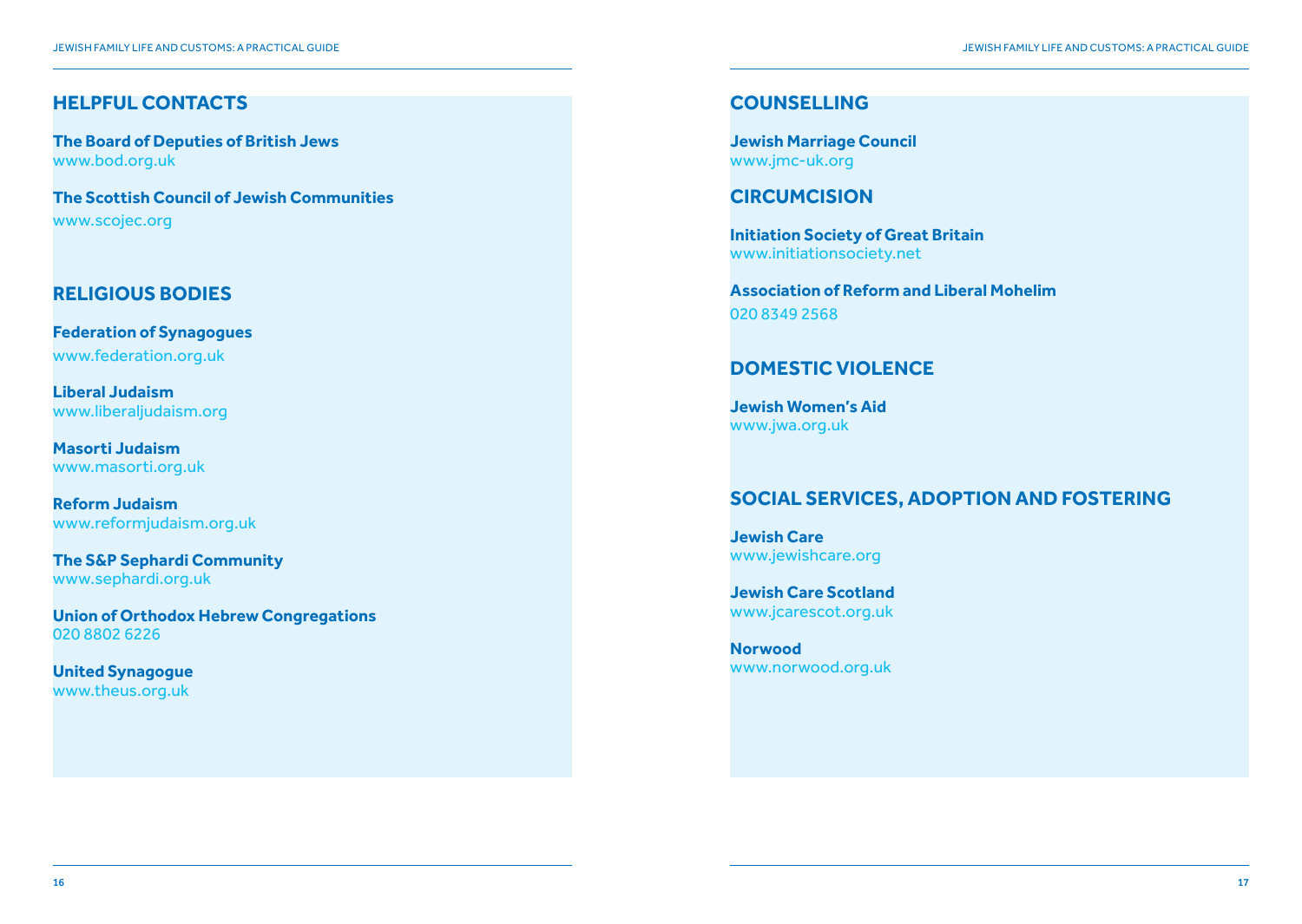## HELPFUL CONTACTS

**The Board of Deputies of British Jews**
www.bod.org.uk

**The Scottish Council of Jewish Communities**
www.scojec.org

## RELIGIOUS BODIES

**Federation of Synagogues**
www.federation.org.uk

**Liberal Judaism**
www.liberaljudaism.org

**Masorti Judaism**
www.masorti.org.uk

**Reform Judaism**
www.reformjudaism.org.uk

**The S&P Sephardi Community**
www.sephardi.org.uk

**Union of Orthodox Hebrew Congregations**
020 8802 6226

**United Synagogue**
www.theus.org.uk

## COUNSELLING

**Jewish Marriage Council**
www.jmc-uk.org

## CIRCUMCISION

**Initiation Society of Great Britain**
www.initiationsociety.net

**Association of Reform and Liberal Mohelim**
020 8349 2568

## DOMESTIC VIOLENCE

**Jewish Women's Aid**
www.jwa.org.uk

## SOCIAL SERVICES, ADOPTION AND FOSTERING

**Jewish Care**
www.jewishcare.org

**Jewish Care Scotland**
www.jcarescot.org.uk

**Norwood**
www.norwood.org.uk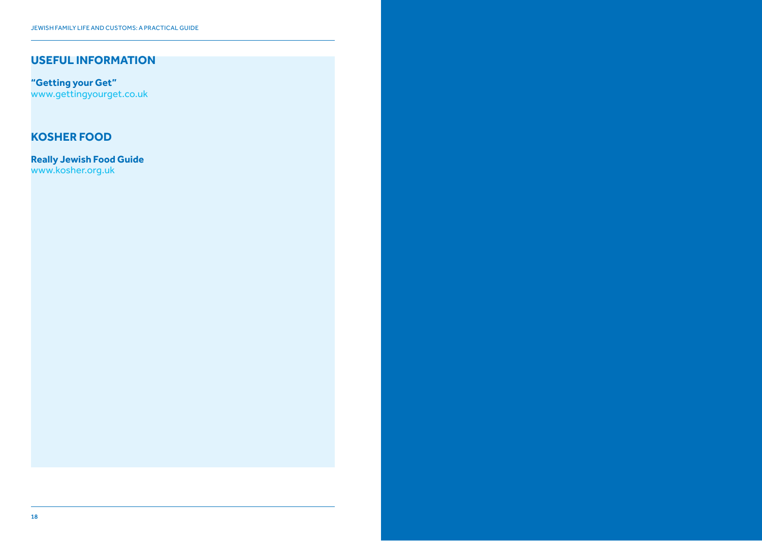## USEFUL INFORMATION

**"Getting your Get"**
www.gettingyourget.co.uk

## KOSHER FOOD

**Really Jewish Food Guide**
www.kosher.org.uk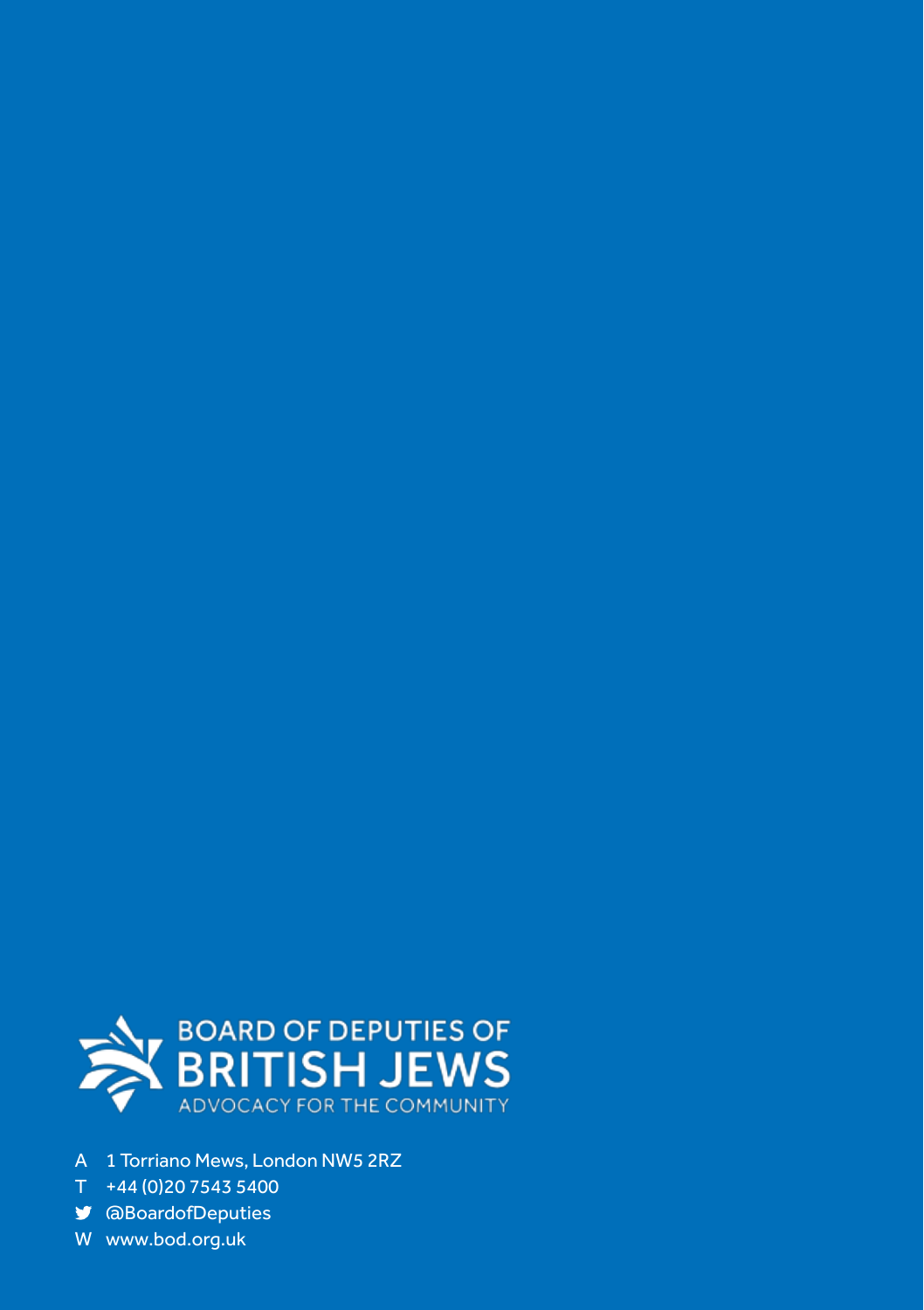BOARD OF DEPUTIES OF
BRITISH JEWS
ADVOCACY FOR THE COMMUNITY

A 1 Torriano Mews, London NW5 2RZ
T +44 (0)20 7543 5400
@BoardofDeputies
W www.bod.org.uk